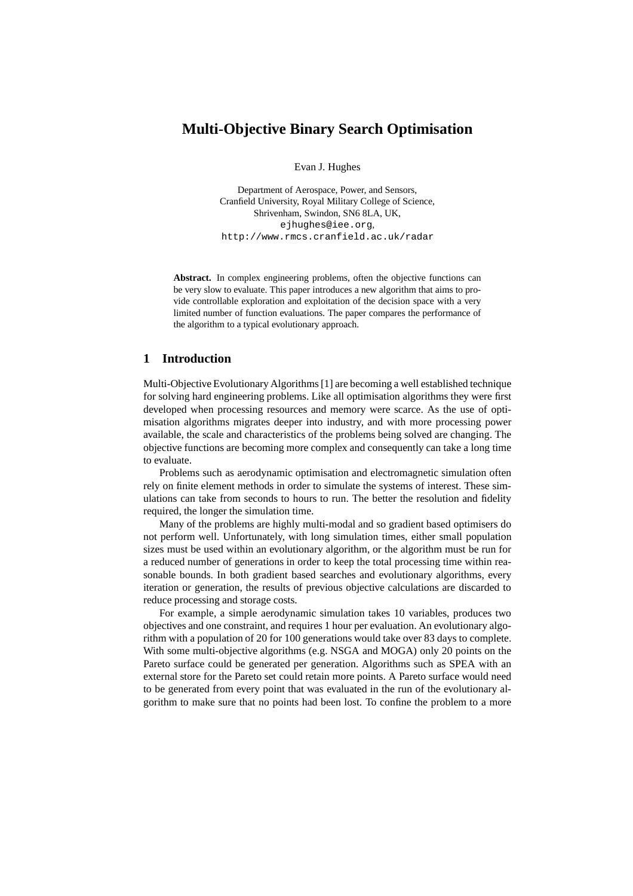# Multi-Objective Binary Search Optimisation

Evan J. Hughes

Department of Aerospace, Power, and Sensors,
Cranfield University, Royal Military College of Science,
Shrivenham, Swindon, SN6 8LA, UK,
ejhughes@iee.org,
http://www.rmcs.cranfield.ac.uk/radar

**Abstract.** In complex engineering problems, often the objective functions can be very slow to evaluate. This paper introduces a new algorithm that aims to provide controllable exploration and exploitation of the decision space with a very limited number of function evaluations. The paper compares the performance of the algorithm to a typical evolutionary approach.

## 1 Introduction

Multi-Objective Evolutionary Algorithms [1] are becoming a well established technique for solving hard engineering problems. Like all optimisation algorithms they were first developed when processing resources and memory were scarce. As the use of optimisation algorithms migrates deeper into industry, and with more processing power available, the scale and characteristics of the problems being solved are changing. The objective functions are becoming more complex and consequently can take a long time to evaluate.

Problems such as aerodynamic optimisation and electromagnetic simulation often rely on finite element methods in order to simulate the systems of interest. These simulations can take from seconds to hours to run. The better the resolution and fidelity required, the longer the simulation time.

Many of the problems are highly multi-modal and so gradient based optimisers do not perform well. Unfortunately, with long simulation times, either small population sizes must be used within an evolutionary algorithm, or the algorithm must be run for a reduced number of generations in order to keep the total processing time within reasonable bounds. In both gradient based searches and evolutionary algorithms, every iteration or generation, the results of previous objective calculations are discarded to reduce processing and storage costs.

For example, a simple aerodynamic simulation takes 10 variables, produces two objectives and one constraint, and requires 1 hour per evaluation. An evolutionary algorithm with a population of 20 for 100 generations would take over 83 days to complete. With some multi-objective algorithms (e.g. NSGA and MOGA) only 20 points on the Pareto surface could be generated per generation. Algorithms such as SPEA with an external store for the Pareto set could retain more points. A Pareto surface would need to be generated from every point that was evaluated in the run of the evolutionary algorithm to make sure that no points had been lost. To confine the problem to a more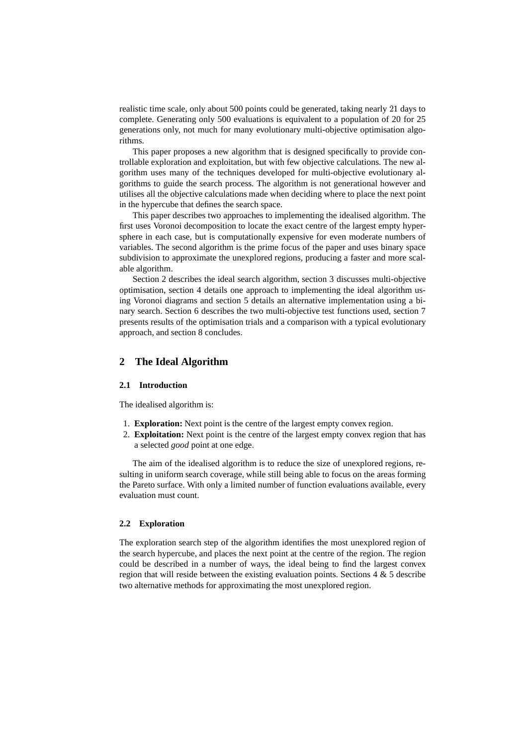realistic time scale, only about 500 points could be generated, taking nearly 21 days to complete. Generating only 500 evaluations is equivalent to a population of 20 for 25 generations only, not much for many evolutionary multi-objective optimisation algorithms.

This paper proposes a new algorithm that is designed specifically to provide controllable exploration and exploitation, but with few objective calculations. The new algorithm uses many of the techniques developed for multi-objective evolutionary algorithms to guide the search process. The algorithm is not generational however and utilises all the objective calculations made when deciding where to place the next point in the hypercube that defines the search space.

This paper describes two approaches to implementing the idealised algorithm. The first uses Voronoi decomposition to locate the exact centre of the largest empty hypersphere in each case, but is computationally expensive for even moderate numbers of variables. The second algorithm is the prime focus of the paper and uses binary space subdivision to approximate the unexplored regions, producing a faster and more scalable algorithm.

Section 2 describes the ideal search algorithm, section 3 discusses multi-objective optimisation, section 4 details one approach to implementing the ideal algorithm using Voronoi diagrams and section 5 details an alternative implementation using a binary search. Section 6 describes the two multi-objective test functions used, section 7 presents results of the optimisation trials and a comparison with a typical evolutionary approach, and section 8 concludes.

## 2 The Ideal Algorithm

### 2.1 Introduction

The idealised algorithm is:

1. **Exploration:** Next point is the centre of the largest empty convex region.
2. **Exploitation:** Next point is the centre of the largest empty convex region that has a selected *good* point at one edge.

The aim of the idealised algorithm is to reduce the size of unexplored regions, resulting in uniform search coverage, while still being able to focus on the areas forming the Pareto surface. With only a limited number of function evaluations available, every evaluation must count.

### 2.2 Exploration

The exploration search step of the algorithm identifies the most unexplored region of the search hypercube, and places the next point at the centre of the region. The region could be described in a number of ways, the ideal being to find the largest convex region that will reside between the existing evaluation points. Sections 4 & 5 describe two alternative methods for approximating the most unexplored region.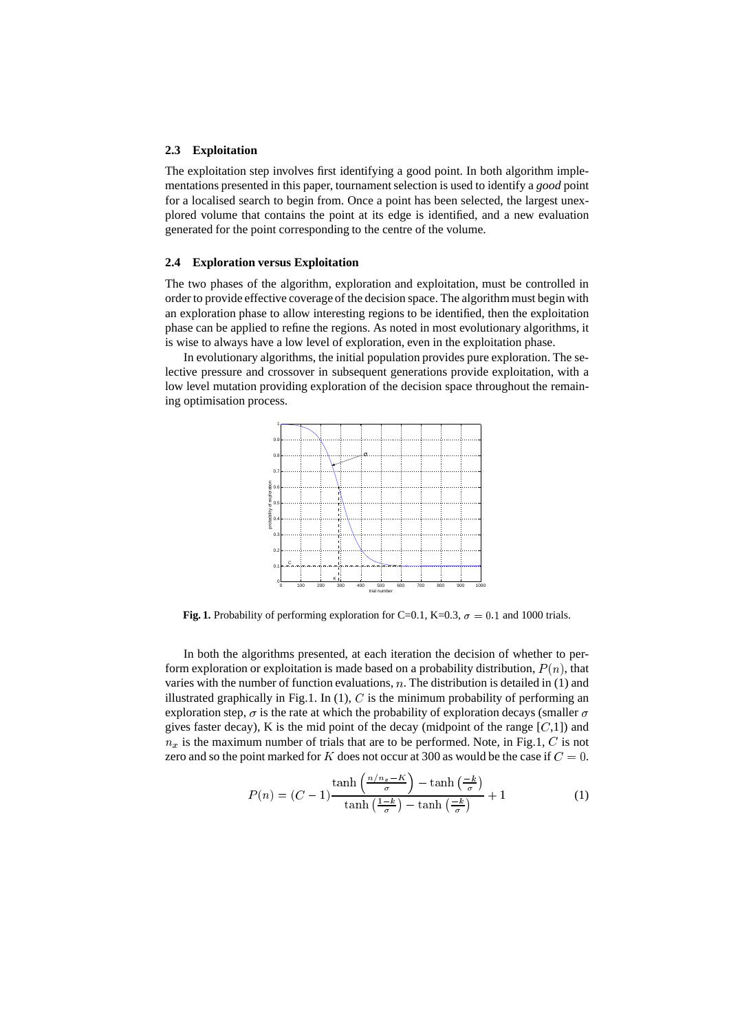### 2.3 Exploitation

The exploitation step involves first identifying a good point. In both algorithm implementations presented in this paper, tournament selection is used to identify a *good* point for a localised search to begin from. Once a point has been selected, the largest unexplored volume that contains the point at its edge is identified, and a new evaluation generated for the point corresponding to the centre of the volume.

### 2.4 Exploration versus Exploitation

The two phases of the algorithm, exploration and exploitation, must be controlled in order to provide effective coverage of the decision space. The algorithm must begin with an exploration phase to allow interesting regions to be identified, then the exploitation phase can be applied to refine the regions. As noted in most evolutionary algorithms, it is wise to always have a low level of exploration, even in the exploitation phase.

In evolutionary algorithms, the initial population provides pure exploration. The selective pressure and crossover in subsequent generations provide exploitation, with a low level mutation providing exploration of the decision space throughout the remaining optimisation process.

**Fig. 1.** Probability of performing exploration for C=0.1, K=0.3, $\sigma = 0.1$ and 1000 trials.

In both the algorithms presented, at each iteration the decision of whether to perform exploration or exploitation is made based on a probability distribution, $P(n)$, that varies with the number of function evaluations, $n$. The distribution is detailed in (1) and illustrated graphically in Fig.1. In (1), $C$ is the minimum probability of performing an exploration step, $\sigma$ is the rate at which the probability of exploration decays (smaller $\sigma$ gives faster decay), K is the mid point of the decay (midpoint of the range [$C$,1]) and $n_x$ is the maximum number of trials that are to be performed. Note, in Fig.1, $C$ is not zero and so the point marked for $K$ does not occur at 300 as would be the case if $C = 0$.

$$P(n) = (C-1)\frac{\tanh\left(\frac{n/n_x - K}{\sigma}\right) - \tanh\left(\frac{-k}{\sigma}\right)}{\tanh\left(\frac{1-k}{\sigma}\right) - \tanh\left(\frac{-k}{\sigma}\right)} + 1 \tag{1}$$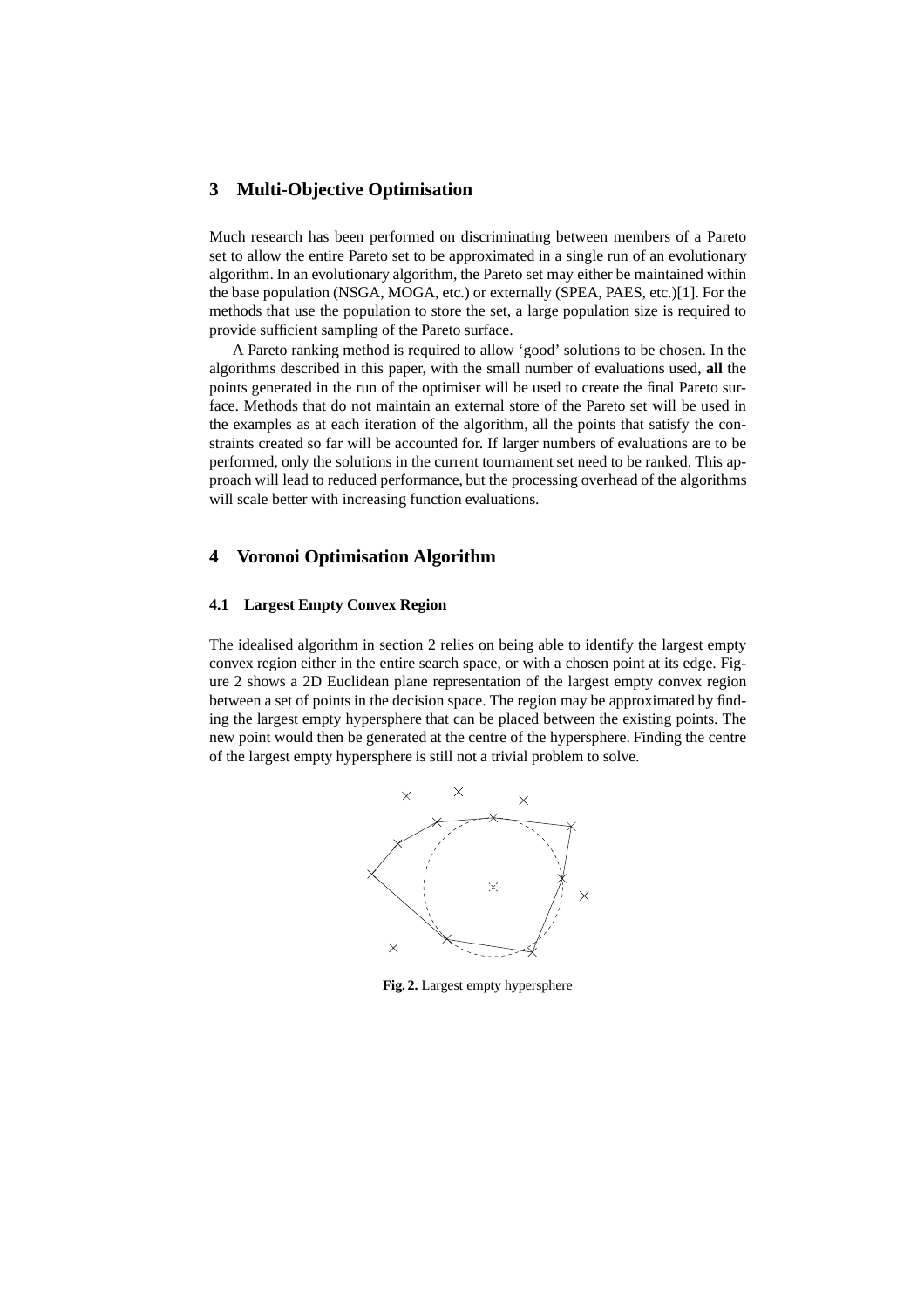## 3 Multi-Objective Optimisation

Much research has been performed on discriminating between members of a Pareto set to allow the entire Pareto set to be approximated in a single run of an evolutionary algorithm. In an evolutionary algorithm, the Pareto set may either be maintained within the base population (NSGA, MOGA, etc.) or externally (SPEA, PAES, etc.)[1]. For the methods that use the population to store the set, a large population size is required to provide sufficient sampling of the Pareto surface.

A Pareto ranking method is required to allow 'good' solutions to be chosen. In the algorithms described in this paper, with the small number of evaluations used, **all** the points generated in the run of the optimiser will be used to create the final Pareto surface. Methods that do not maintain an external store of the Pareto set will be used in the examples as at each iteration of the algorithm, all the points that satisfy the constraints created so far will be accounted for. If larger numbers of evaluations are to be performed, only the solutions in the current tournament set need to be ranked. This approach will lead to reduced performance, but the processing overhead of the algorithms will scale better with increasing function evaluations.

## 4 Voronoi Optimisation Algorithm

### 4.1 Largest Empty Convex Region

The idealised algorithm in section 2 relies on being able to identify the largest empty convex region either in the entire search space, or with a chosen point at its edge. Figure 2 shows a 2D Euclidean plane representation of the largest empty convex region between a set of points in the decision space. The region may be approximated by finding the largest empty hypersphere that can be placed between the existing points. The new point would then be generated at the centre of the hypersphere. Finding the centre of the largest empty hypersphere is still not a trivial problem to solve.

**Fig. 2.** Largest empty hypersphere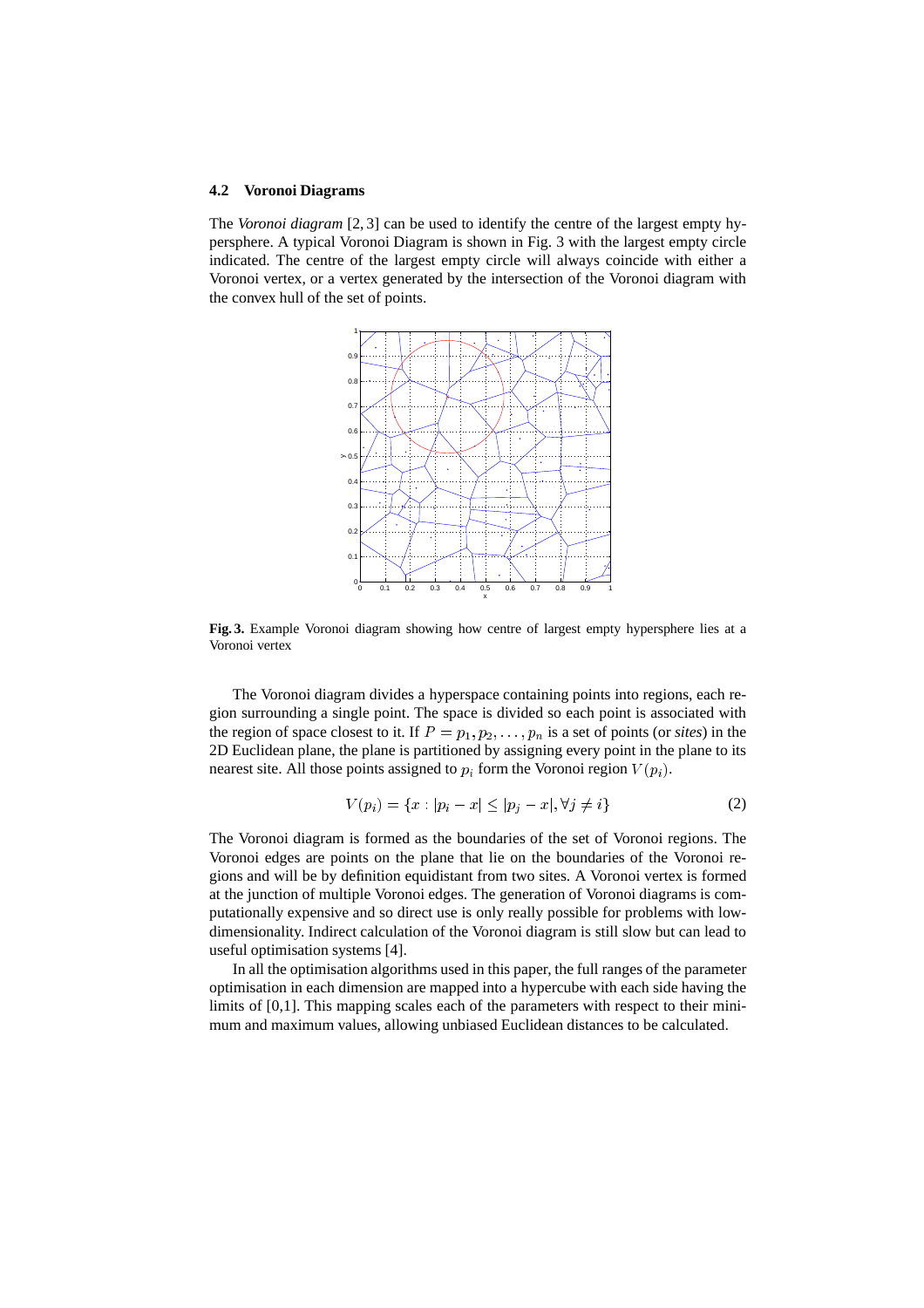### 4.2 Voronoi Diagrams

The *Voronoi diagram* [2, 3] can be used to identify the centre of the largest empty hypersphere. A typical Voronoi Diagram is shown in Fig. 3 with the largest empty circle indicated. The centre of the largest empty circle will always coincide with either a Voronoi vertex, or a vertex generated by the intersection of the Voronoi diagram with the convex hull of the set of points.

**Fig. 3.** Example Voronoi diagram showing how centre of largest empty hypersphere lies at a Voronoi vertex

The Voronoi diagram divides a hyperspace containing points into regions, each region surrounding a single point. The space is divided so each point is associated with the region of space closest to it. If $P = p_1, p_2, \ldots, p_n$ is a set of points (or *sites*) in the 2D Euclidean plane, the plane is partitioned by assigning every point in the plane to its nearest site. All those points assigned to $p_i$ form the Voronoi region $V(p_i)$.

$$V(p_i) = \{x : |p_i - x| \leq |p_j - x|, \forall j \neq i\} \tag{2}$$

The Voronoi diagram is formed as the boundaries of the set of Voronoi regions. The Voronoi edges are points on the plane that lie on the boundaries of the Voronoi regions and will be by definition equidistant from two sites. A Voronoi vertex is formed at the junction of multiple Voronoi edges. The generation of Voronoi diagrams is computationally expensive and so direct use is only really possible for problems with low-dimensionality. Indirect calculation of the Voronoi diagram is still slow but can lead to useful optimisation systems [4].

In all the optimisation algorithms used in this paper, the full ranges of the parameter optimisation in each dimension are mapped into a hypercube with each side having the limits of [0,1]. This mapping scales each of the parameters with respect to their minimum and maximum values, allowing unbiased Euclidean distances to be calculated.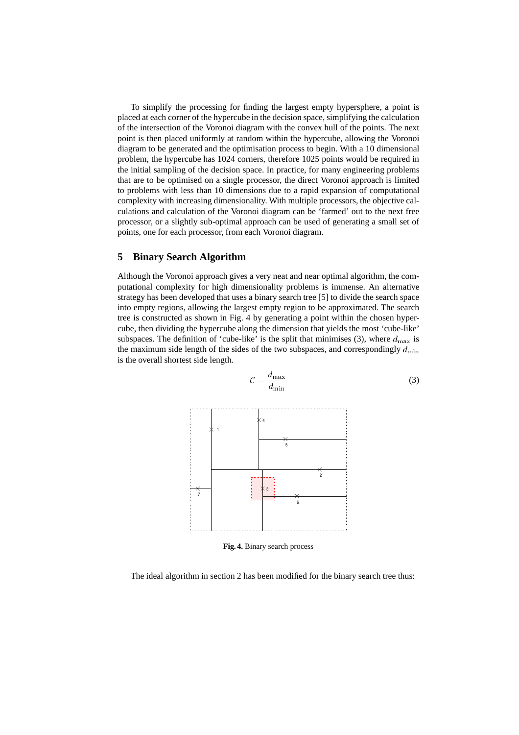To simplify the processing for finding the largest empty hypersphere, a point is placed at each corner of the hypercube in the decision space, simplifying the calculation of the intersection of the Voronoi diagram with the convex hull of the points. The next point is then placed uniformly at random within the hypercube, allowing the Voronoi diagram to be generated and the optimisation process to begin. With a 10 dimensional problem, the hypercube has 1024 corners, therefore 1025 points would be required in the initial sampling of the decision space. In practice, for many engineering problems that are to be optimised on a single processor, the direct Voronoi approach is limited to problems with less than 10 dimensions due to a rapid expansion of computational complexity with increasing dimensionality. With multiple processors, the objective calculations and calculation of the Voronoi diagram can be 'farmed' out to the next free processor, or a slightly sub-optimal approach can be used of generating a small set of points, one for each processor, from each Voronoi diagram.

## 5 Binary Search Algorithm

Although the Voronoi approach gives a very neat and near optimal algorithm, the computational complexity for high dimensionality problems is immense. An alternative strategy has been developed that uses a binary search tree [5] to divide the search space into empty regions, allowing the largest empty region to be approximated. The search tree is constructed as shown in Fig. 4 by generating a point within the chosen hypercube, then dividing the hypercube along the dimension that yields the most 'cube-like' subspaces. The definition of 'cube-like' is the split that minimises (3), where $d_{\max}$ is the maximum side length of the sides of the two subspaces, and correspondingly $d_{\min}$ is the overall shortest side length.

$$\mathcal{C} = \frac{d_{\max}}{d_{\min}} \tag{3}$$

**Fig. 4.** Binary search process

The ideal algorithm in section 2 has been modified for the binary search tree thus: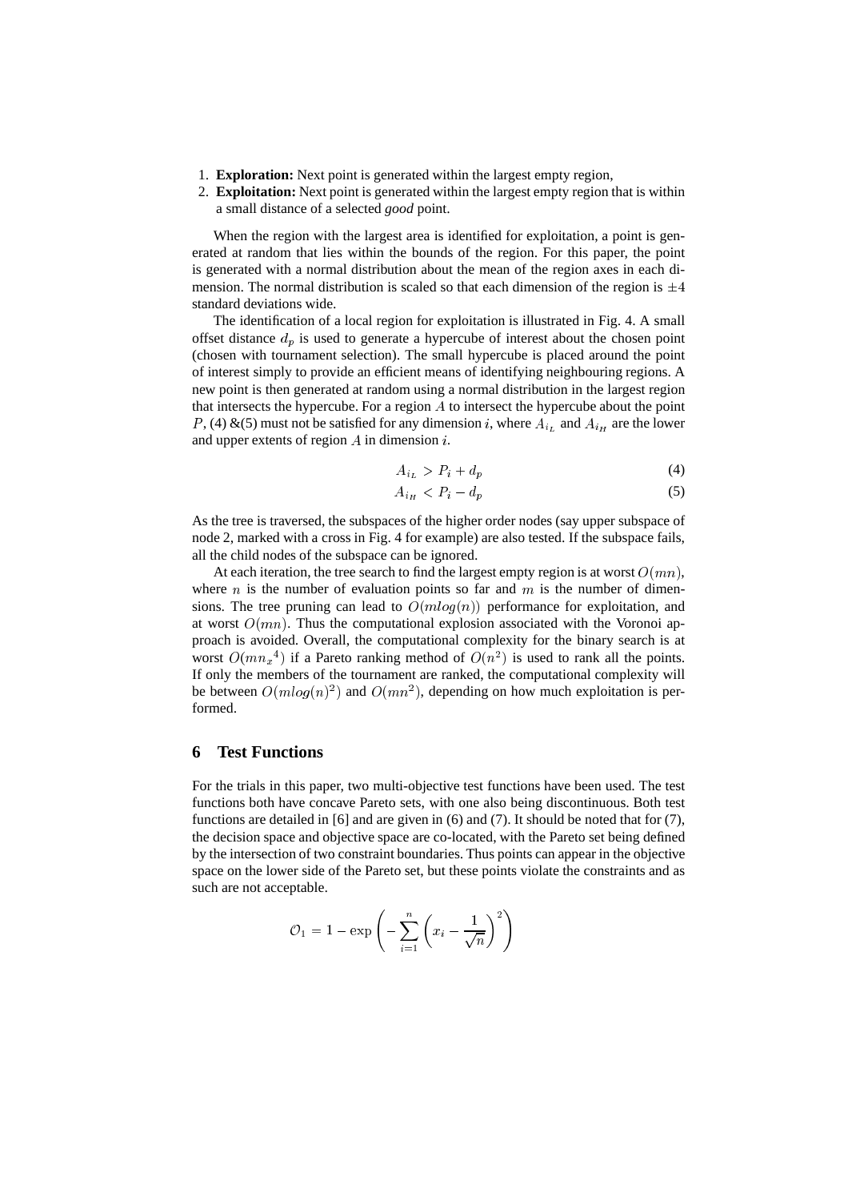1. **Exploration:** Next point is generated within the largest empty region,
2. **Exploitation:** Next point is generated within the largest empty region that is within a small distance of a selected *good* point.

When the region with the largest area is identified for exploitation, a point is generated at random that lies within the bounds of the region. For this paper, the point is generated with a normal distribution about the mean of the region axes in each dimension. The normal distribution is scaled so that each dimension of the region is $\pm 4$ standard deviations wide.

The identification of a local region for exploitation is illustrated in Fig. 4. A small offset distance $d_p$ is used to generate a hypercube of interest about the chosen point (chosen with tournament selection). The small hypercube is placed around the point of interest simply to provide an efficient means of identifying neighbouring regions. A new point is then generated at random using a normal distribution in the largest region that intersects the hypercube. For a region $A$ to intersect the hypercube about the point $P$, (4) &(5) must not be satisfied for any dimension $i$, where $A_{i_L}$ and $A_{i_H}$ are the lower and upper extents of region $A$ in dimension $i$.

$$A_{i_L} > P_i + d_p \tag{4}$$

$$A_{i_H} < P_i - d_p \tag{5}$$

As the tree is traversed, the subspaces of the higher order nodes (say upper subspace of node 2, marked with a cross in Fig. 4 for example) are also tested. If the subspace fails, all the child nodes of the subspace can be ignored.

At each iteration, the tree search to find the largest empty region is at worst $O(mn)$, where $n$ is the number of evaluation points so far and $m$ is the number of dimensions. The tree pruning can lead to $O(mlog(n))$ performance for exploitation, and at worst $O(mn)$. Thus the computational explosion associated with the Voronoi approach is avoided. Overall, the computational complexity for the binary search is at worst $O(m{n_x}^4)$ if a Pareto ranking method of $O(n^2)$ is used to rank all the points. If only the members of the tournament are ranked, the computational complexity will be between $O(mlog(n)^2)$ and $O(mn^2)$, depending on how much exploitation is performed.

## 6 Test Functions

For the trials in this paper, two multi-objective test functions have been used. The test functions both have concave Pareto sets, with one also being discontinuous. Both test functions are detailed in [6] and are given in (6) and (7). It should be noted that for (7), the decision space and objective space are co-located, with the Pareto set being defined by the intersection of two constraint boundaries. Thus points can appear in the objective space on the lower side of the Pareto set, but these points violate the constraints and as such are not acceptable.

$$\mathcal{O}_1 = 1 - \exp\left(-\sum_{i=1}^{n}\left(x_i - \frac{1}{\sqrt{n}}\right)^2\right)$$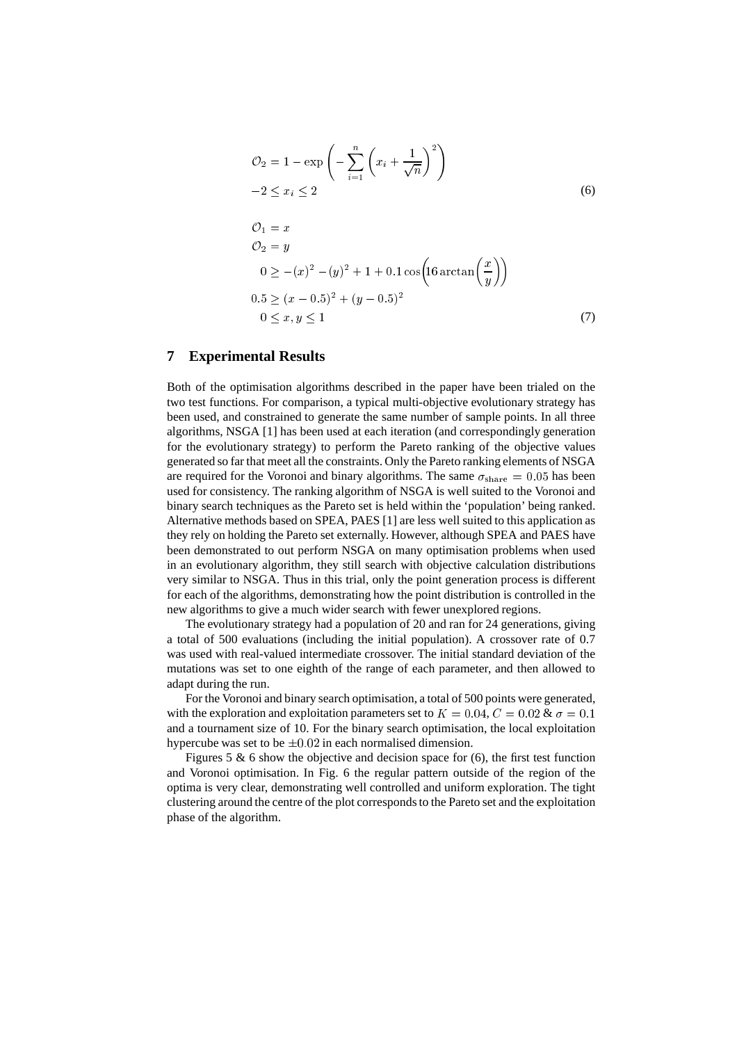$$\mathcal{O}_2 = 1 - \exp\left(-\sum_{i=1}^{n}\left(x_i + \frac{1}{\sqrt{n}}\right)^2\right)$$
$$-2 \leq x_i \leq 2 \tag{6}$$

$$\mathcal{O}_1 = x$$
$$\mathcal{O}_2 = y$$
$$0 \geq -(x)^2 - (y)^2 + 1 + 0.1\cos\left(16\arctan\left(\frac{x}{y}\right)\right)$$
$$0.5 \geq (x - 0.5)^2 + (y - 0.5)^2$$
$$0 \leq x, y \leq 1 \tag{7}$$

## 7 Experimental Results

Both of the optimisation algorithms described in the paper have been trialed on the two test functions. For comparison, a typical multi-objective evolutionary strategy has been used, and constrained to generate the same number of sample points. In all three algorithms, NSGA [1] has been used at each iteration (and correspondingly generation for the evolutionary strategy) to perform the Pareto ranking of the objective values generated so far that meet all the constraints. Only the Pareto ranking elements of NSGA are required for the Voronoi and binary algorithms. The same $\sigma_{\text{share}} = 0.05$ has been used for consistency. The ranking algorithm of NSGA is well suited to the Voronoi and binary search techniques as the Pareto set is held within the 'population' being ranked. Alternative methods based on SPEA, PAES [1] are less well suited to this application as they rely on holding the Pareto set externally. However, although SPEA and PAES have been demonstrated to out perform NSGA on many optimisation problems when used in an evolutionary algorithm, they still search with objective calculation distributions very similar to NSGA. Thus in this trial, only the point generation process is different for each of the algorithms, demonstrating how the point distribution is controlled in the new algorithms to give a much wider search with fewer unexplored regions.

The evolutionary strategy had a population of 20 and ran for 24 generations, giving a total of 500 evaluations (including the initial population). A crossover rate of 0.7 was used with real-valued intermediate crossover. The initial standard deviation of the mutations was set to one eighth of the range of each parameter, and then allowed to adapt during the run.

For the Voronoi and binary search optimisation, a total of 500 points were generated, with the exploration and exploitation parameters set to $K = 0.04$, $C = 0.02$ & $\sigma = 0.1$ and a tournament size of 10. For the binary search optimisation, the local exploitation hypercube was set to be $\pm 0.02$ in each normalised dimension.

Figures 5 & 6 show the objective and decision space for (6), the first test function and Voronoi optimisation. In Fig. 6 the regular pattern outside of the region of the optima is very clear, demonstrating well controlled and uniform exploration. The tight clustering around the centre of the plot corresponds to the Pareto set and the exploitation phase of the algorithm.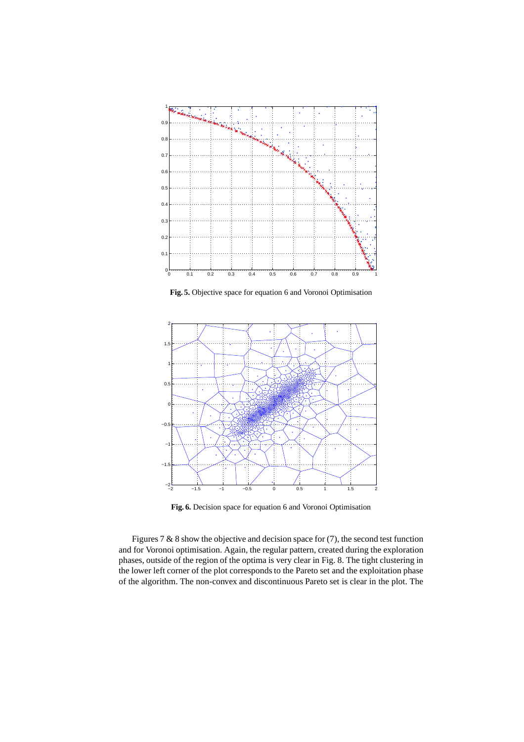**Fig. 5.** Objective space for equation 6 and Voronoi Optimisation

**Fig. 6.** Decision space for equation 6 and Voronoi Optimisation

Figures 7 & 8 show the objective and decision space for (7), the second test function and for Voronoi optimisation. Again, the regular pattern, created during the exploration phases, outside of the region of the optima is very clear in Fig. 8. The tight clustering in the lower left corner of the plot corresponds to the Pareto set and the exploitation phase of the algorithm. The non-convex and discontinuous Pareto set is clear in the plot. The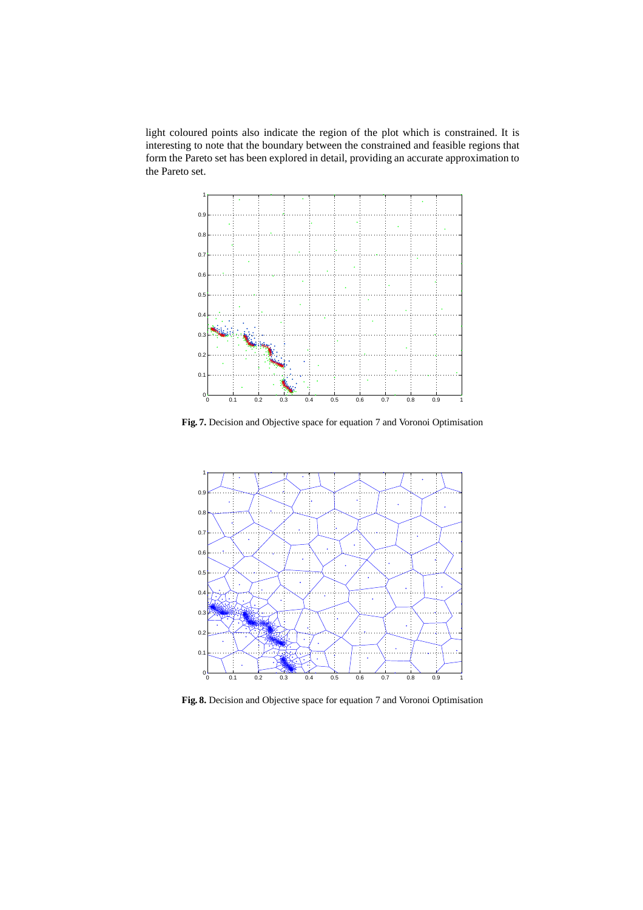light coloured points also indicate the region of the plot which is constrained. It is interesting to note that the boundary between the constrained and feasible regions that form the Pareto set has been explored in detail, providing an accurate approximation to the Pareto set.

**Fig. 7.** Decision and Objective space for equation 7 and Voronoi Optimisation

**Fig. 8.** Decision and Objective space for equation 7 and Voronoi Optimisation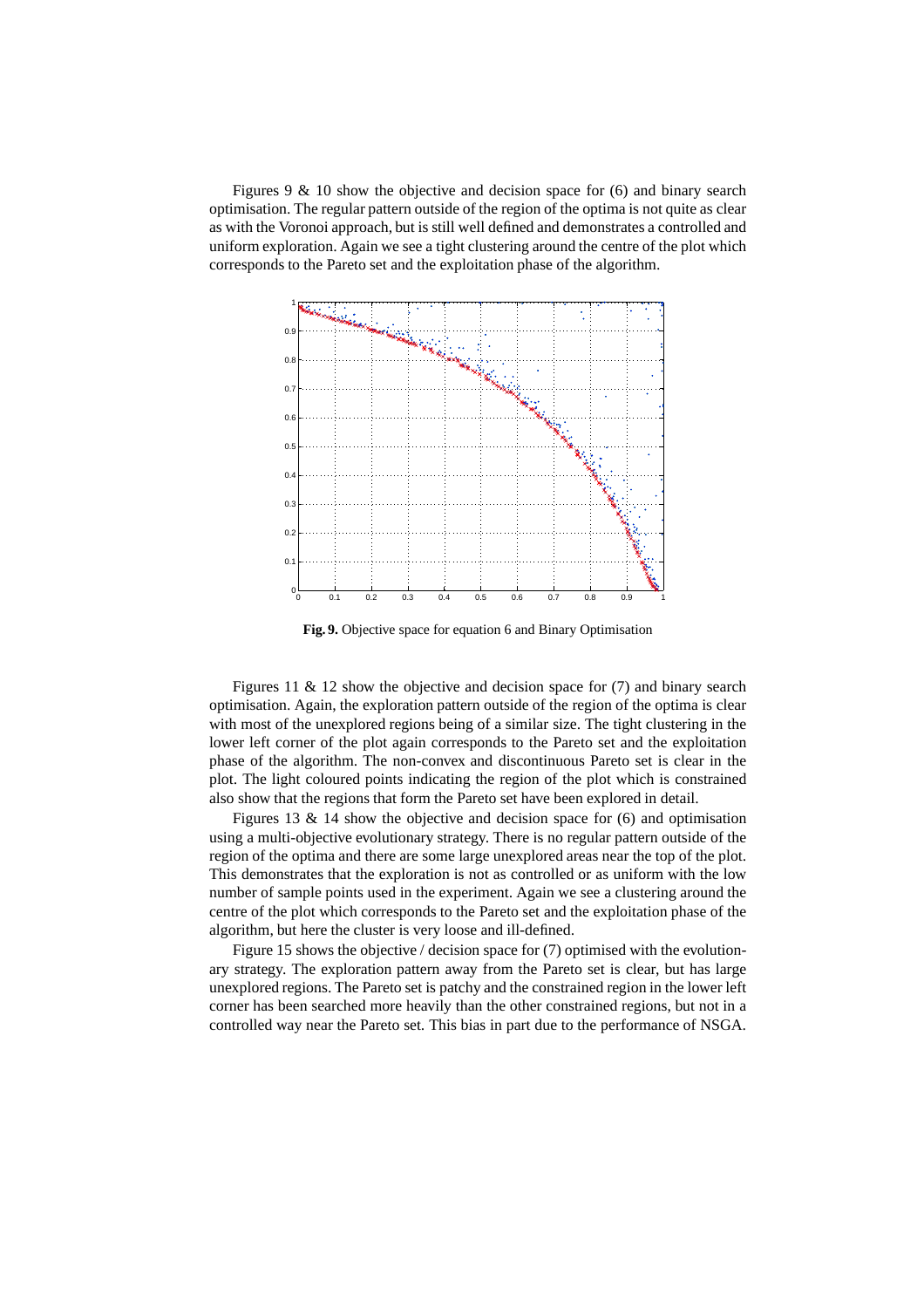Figures 9 & 10 show the objective and decision space for (6) and binary search optimisation. The regular pattern outside of the region of the optima is not quite as clear as with the Voronoi approach, but is still well defined and demonstrates a controlled and uniform exploration. Again we see a tight clustering around the centre of the plot which corresponds to the Pareto set and the exploitation phase of the algorithm.

**Fig. 9.** Objective space for equation 6 and Binary Optimisation

Figures 11 & 12 show the objective and decision space for (7) and binary search optimisation. Again, the exploration pattern outside of the region of the optima is clear with most of the unexplored regions being of a similar size. The tight clustering in the lower left corner of the plot again corresponds to the Pareto set and the exploitation phase of the algorithm. The non-convex and discontinuous Pareto set is clear in the plot. The light coloured points indicating the region of the plot which is constrained also show that the regions that form the Pareto set have been explored in detail.

Figures 13 & 14 show the objective and decision space for (6) and optimisation using a multi-objective evolutionary strategy. There is no regular pattern outside of the region of the optima and there are some large unexplored areas near the top of the plot. This demonstrates that the exploration is not as controlled or as uniform with the low number of sample points used in the experiment. Again we see a clustering around the centre of the plot which corresponds to the Pareto set and the exploitation phase of the algorithm, but here the cluster is very loose and ill-defined.

Figure 15 shows the objective / decision space for (7) optimised with the evolutionary strategy. The exploration pattern away from the Pareto set is clear, but has large unexplored regions. The Pareto set is patchy and the constrained region in the lower left corner has been searched more heavily than the other constrained regions, but not in a controlled way near the Pareto set. This bias in part due to the performance of NSGA.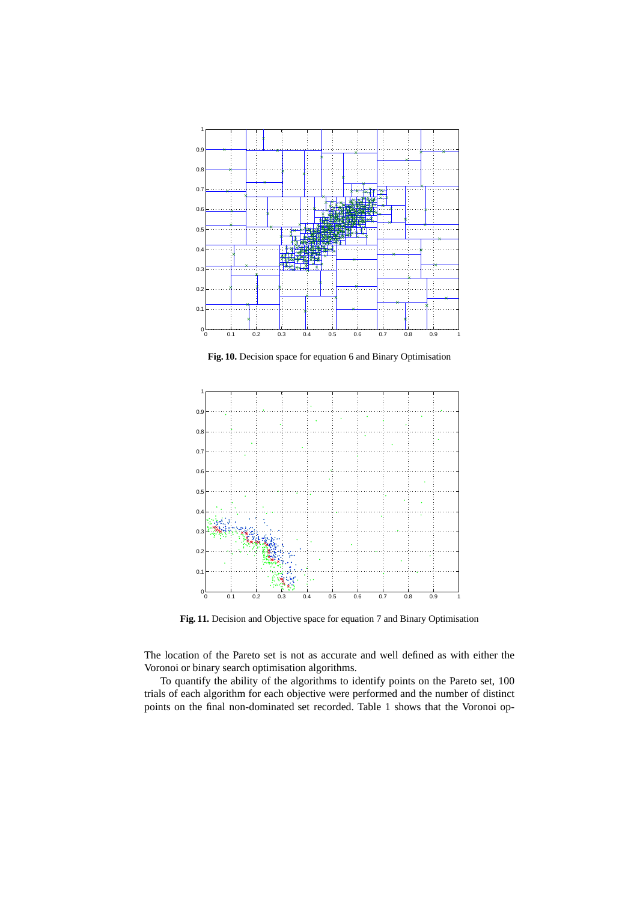**Fig. 10.** Decision space for equation 6 and Binary Optimisation

**Fig. 11.** Decision and Objective space for equation 7 and Binary Optimisation

The location of the Pareto set is not as accurate and well defined as with either the Voronoi or binary search optimisation algorithms.

To quantify the ability of the algorithms to identify points on the Pareto set, 100 trials of each algorithm for each objective were performed and the number of distinct points on the final non-dominated set recorded. Table 1 shows that the Voronoi op-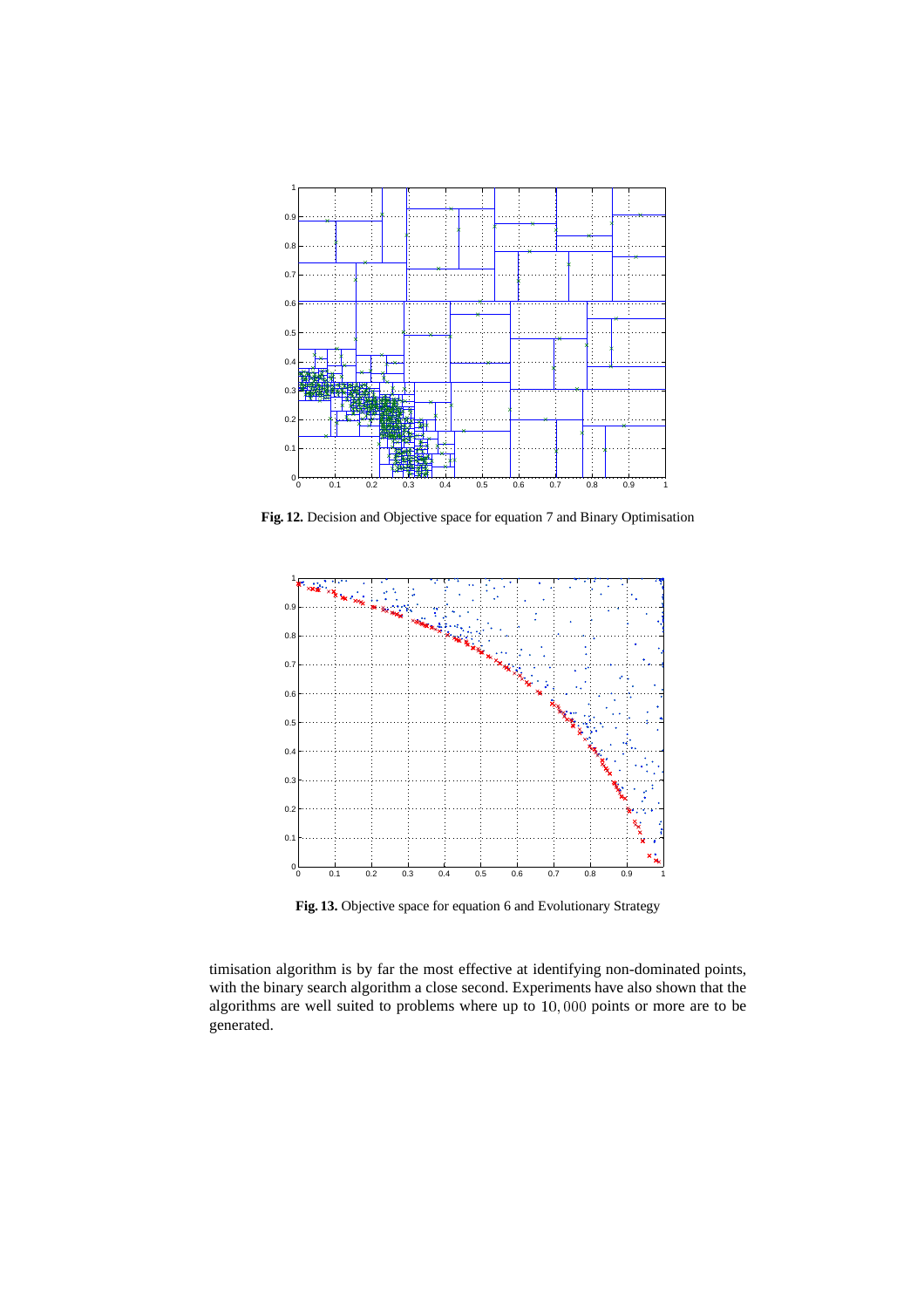**Fig. 12.** Decision and Objective space for equation 7 and Binary Optimisation

**Fig. 13.** Objective space for equation 6 and Evolutionary Strategy

timisation algorithm is by far the most effective at identifying non-dominated points, with the binary search algorithm a close second. Experiments have also shown that the algorithms are well suited to problems where up to $10,000$ points or more are to be generated.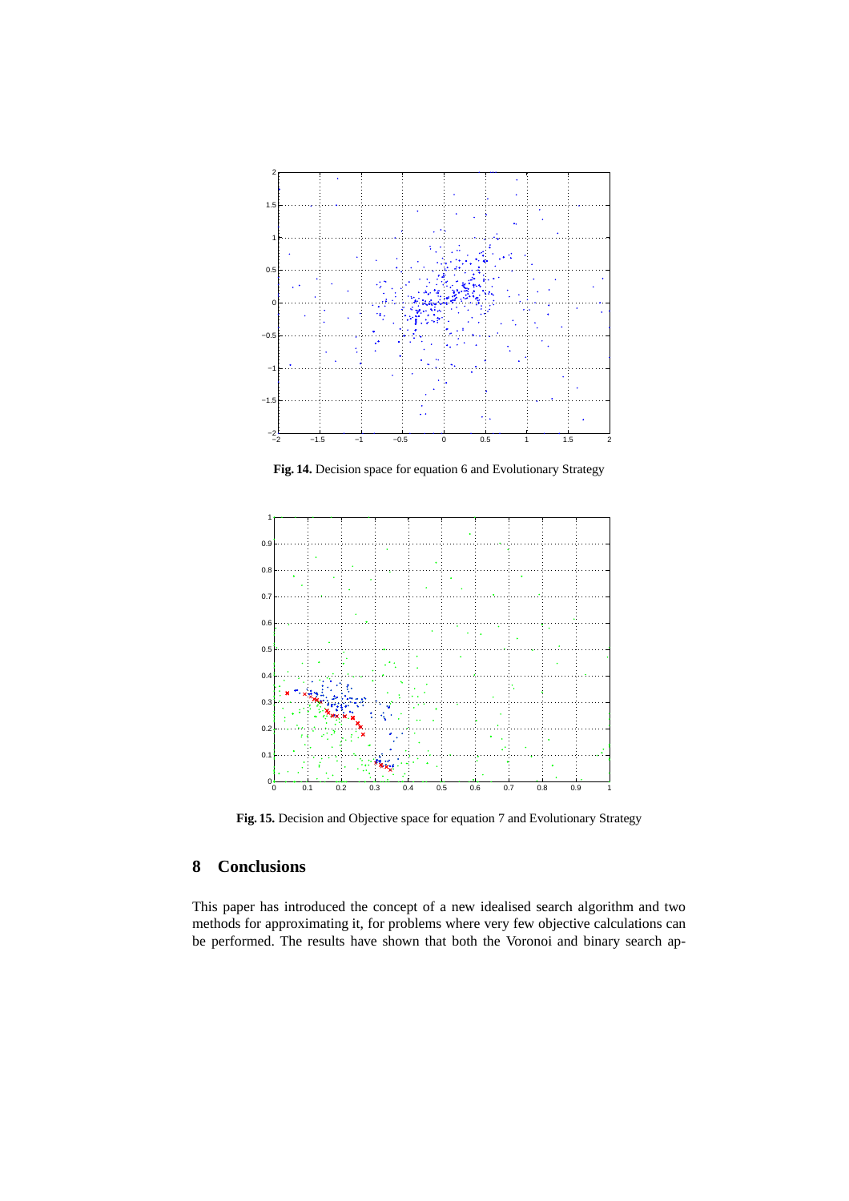**Fig. 14.** Decision space for equation 6 and Evolutionary Strategy

**Fig. 15.** Decision and Objective space for equation 7 and Evolutionary Strategy

## 8 Conclusions

This paper has introduced the concept of a new idealised search algorithm and two methods for approximating it, for problems where very few objective calculations can be performed. The results have shown that both the Voronoi and binary search ap-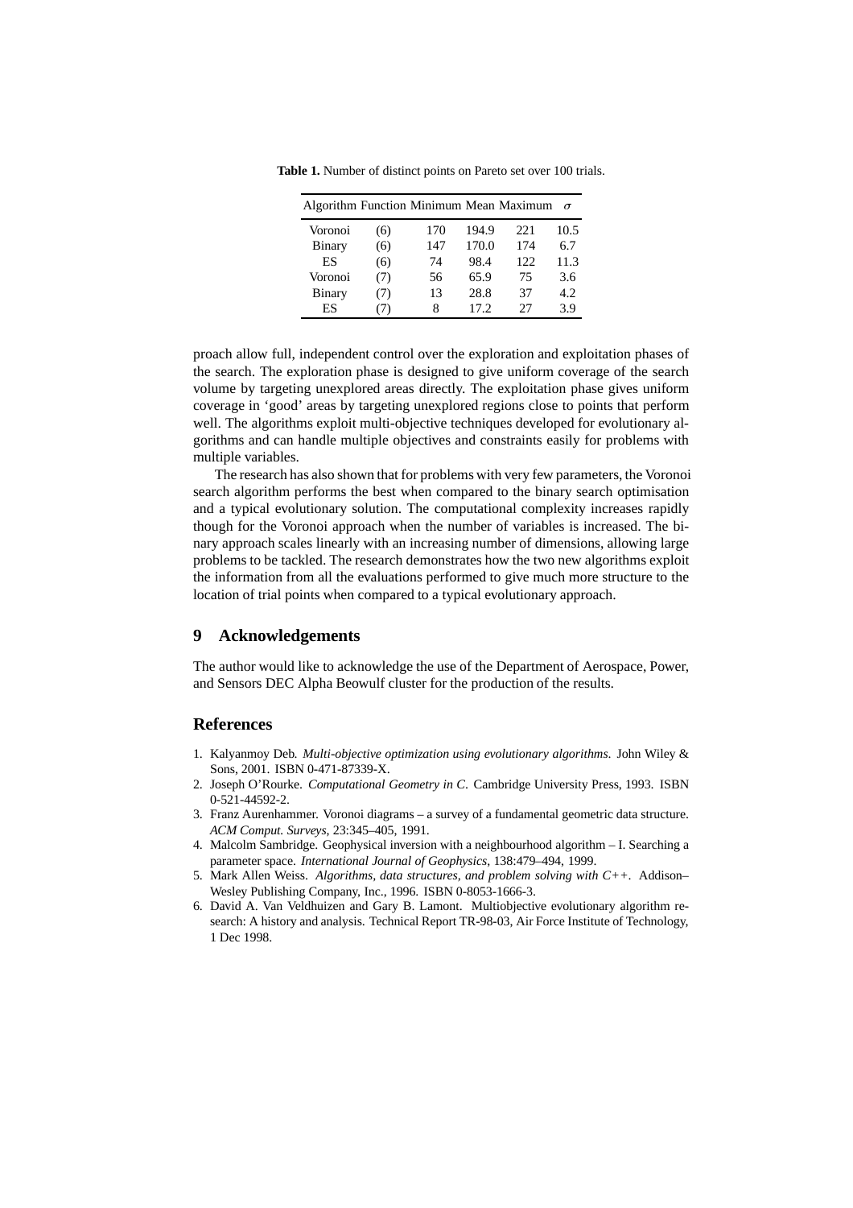**Table 1.** Number of distinct points on Pareto set over 100 trials.

| Algorithm | Function | Minimum | Mean | Maximum | $\sigma$ |
|---|---|---|---|---|---|
| Voronoi | (6) | 170 | 194.9 | 221 | 10.5 |
| Binary | (6) | 147 | 170.0 | 174 | 6.7 |
| ES | (6) | 74 | 98.4 | 122 | 11.3 |
| Voronoi | (7) | 56 | 65.9 | 75 | 3.6 |
| Binary | (7) | 13 | 28.8 | 37 | 4.2 |
| ES | (7) | 8 | 17.2 | 27 | 3.9 |

proach allow full, independent control over the exploration and exploitation phases of the search. The exploration phase is designed to give uniform coverage of the search volume by targeting unexplored areas directly. The exploitation phase gives uniform coverage in 'good' areas by targeting unexplored regions close to points that perform well. The algorithms exploit multi-objective techniques developed for evolutionary algorithms and can handle multiple objectives and constraints easily for problems with multiple variables.

The research has also shown that for problems with very few parameters, the Voronoi search algorithm performs the best when compared to the binary search optimisation and a typical evolutionary solution. The computational complexity increases rapidly though for the Voronoi approach when the number of variables is increased. The binary approach scales linearly with an increasing number of dimensions, allowing large problems to be tackled. The research demonstrates how the two new algorithms exploit the information from all the evaluations performed to give much more structure to the location of trial points when compared to a typical evolutionary approach.

## 9 Acknowledgements

The author would like to acknowledge the use of the Department of Aerospace, Power, and Sensors DEC Alpha Beowulf cluster for the production of the results.

## References

1. Kalyanmoy Deb. *Multi-objective optimization using evolutionary algorithms*. John Wiley & Sons, 2001. ISBN 0-471-87339-X.
2. Joseph O'Rourke. *Computational Geometry in C*. Cambridge University Press, 1993. ISBN 0-521-44592-2.
3. Franz Aurenhammer. Voronoi diagrams – a survey of a fundamental geometric data structure. *ACM Comput. Surveys*, 23:345–405, 1991.
4. Malcolm Sambridge. Geophysical inversion with a neighbourhood algorithm – I. Searching a parameter space. *International Journal of Geophysics*, 138:479–494, 1999.
5. Mark Allen Weiss. *Algorithms, data structures, and problem solving with C++*. Addison–Wesley Publishing Company, Inc., 1996. ISBN 0-8053-1666-3.
6. David A. Van Veldhuizen and Gary B. Lamont. Multiobjective evolutionary algorithm research: A history and analysis. Technical Report TR-98-03, Air Force Institute of Technology, 1 Dec 1998.